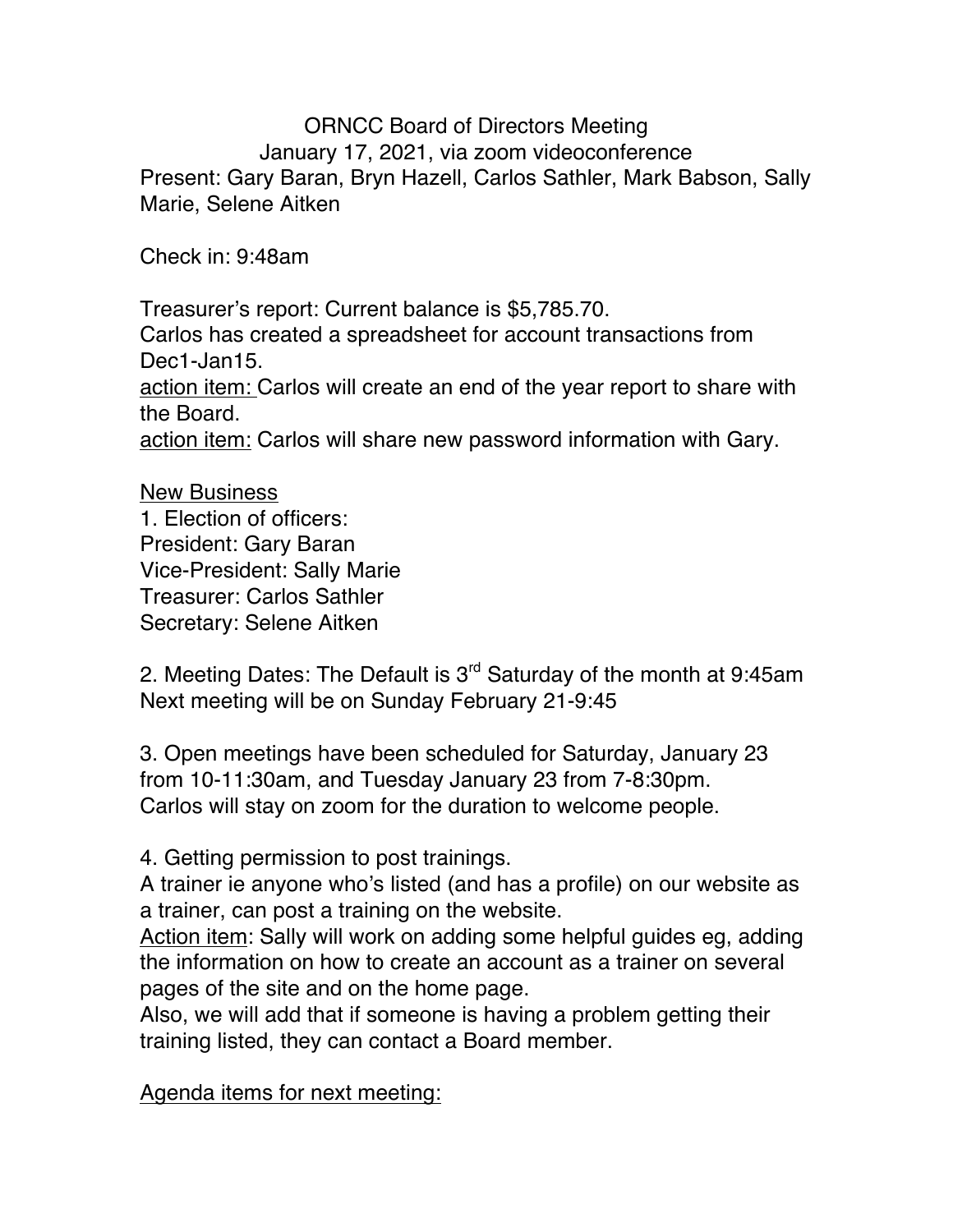ORNCC Board of Directors Meeting

January 17, 2021, via zoom videoconference

Present: Gary Baran, Bryn Hazell, Carlos Sathler, Mark Babson, Sally Marie, Selene Aitken

Check in: 9:48am

Treasurer's report: Current balance is $5,785.70.
Carlos has created a spreadsheet for account transactions from Dec1-Jan15.
<u>action item:</u> Carlos will create an end of the year report to share with the Board.
<u>action item:</u> Carlos will share new password information with Gary.

<u>New Business</u>

1. Election of officers:
President: Gary Baran
Vice-President: Sally Marie
Treasurer: Carlos Sathler
Secretary: Selene Aitken

2. Meeting Dates: The Default is 3rd Saturday of the month at 9:45am
Next meeting will be on Sunday February 21-9:45

3. Open meetings have been scheduled for Saturday, January 23 from 10-11:30am, and Tuesday January 23 from 7-8:30pm.
Carlos will stay on zoom for the duration to welcome people.

4. Getting permission to post trainings.
A trainer ie anyone who's listed (and has a profile) on our website as a trainer, can post a training on the website.
<u>Action item</u>: Sally will work on adding some helpful guides eg, adding the information on how to create an account as a trainer on several pages of the site and on the home page.
Also, we will add that if someone is having a problem getting their training listed, they can contact a Board member.

<u>Agenda items for next meeting:</u>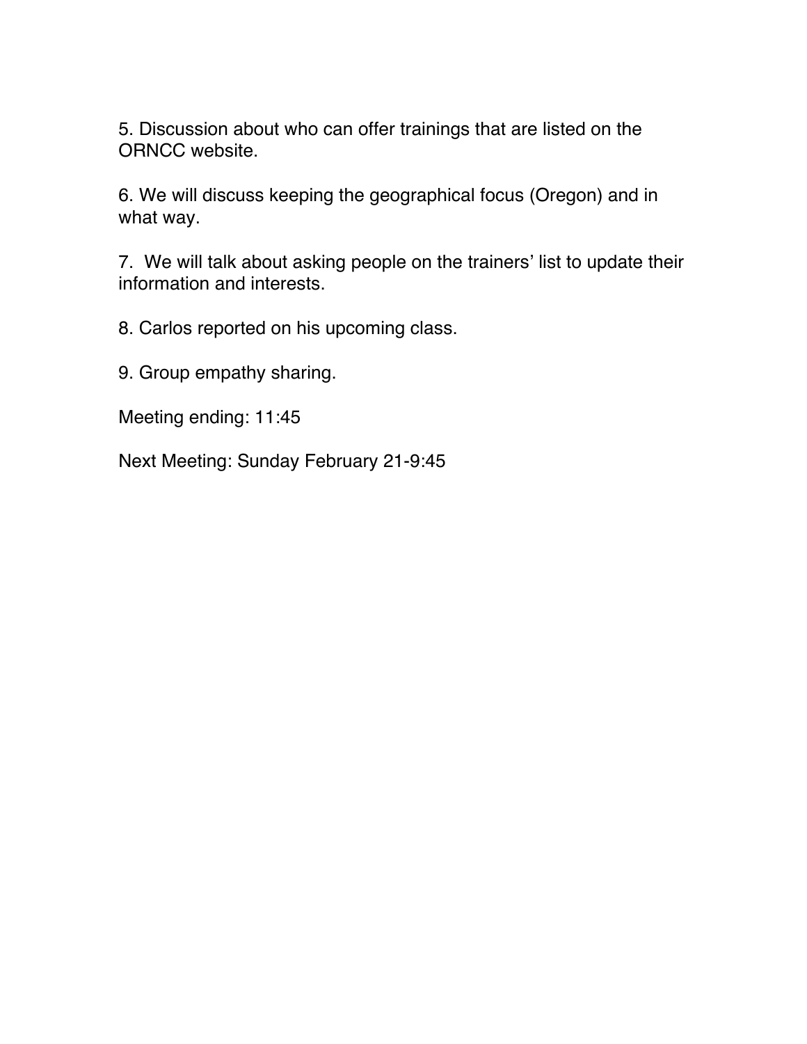5. Discussion about who can offer trainings that are listed on the ORNCC website.

6. We will discuss keeping the geographical focus (Oregon) and in what way.

7. We will talk about asking people on the trainers' list to update their information and interests.

8. Carlos reported on his upcoming class.

9. Group empathy sharing.

Meeting ending: 11:45

Next Meeting: Sunday February 21-9:45